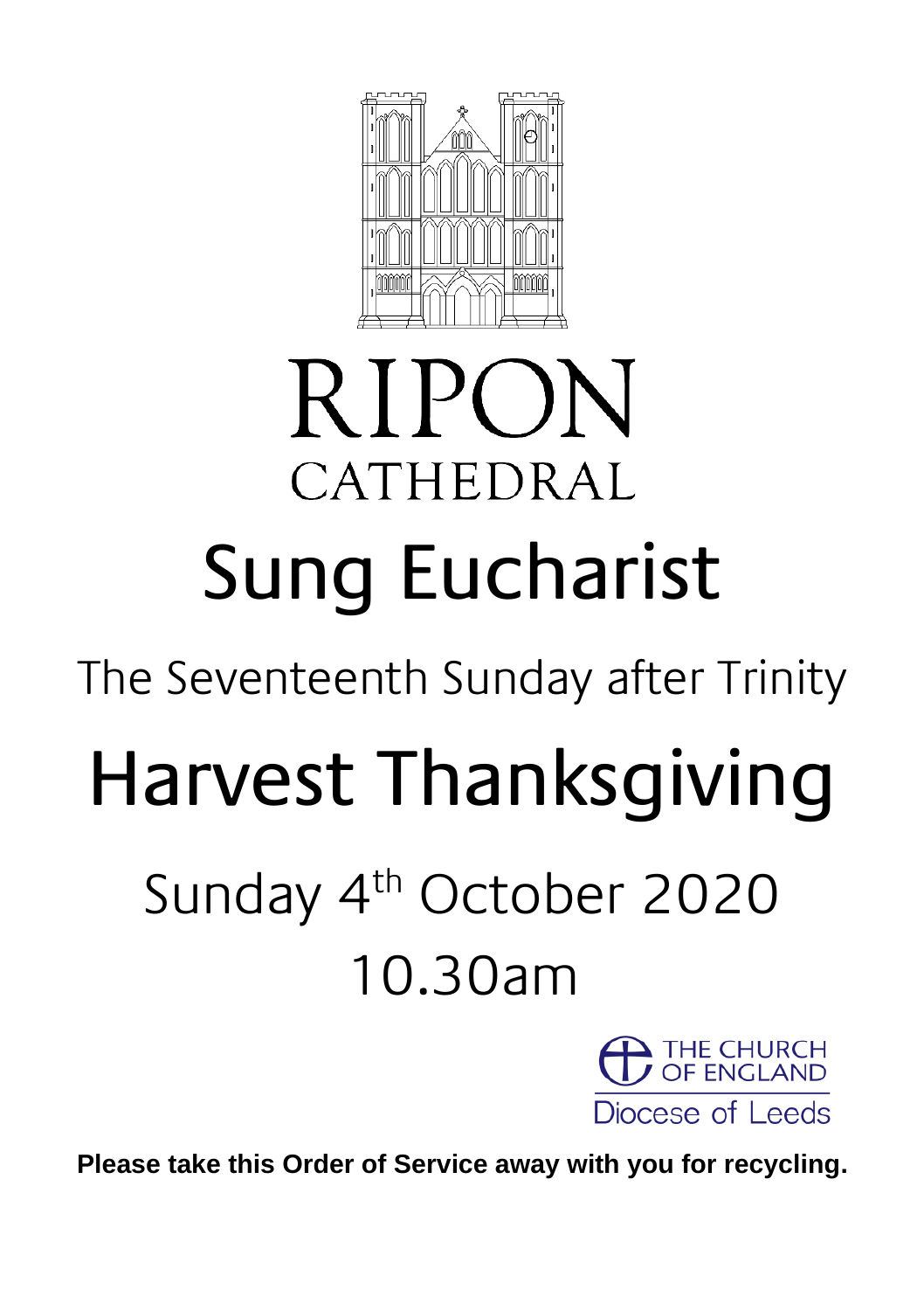# RIPON CATHEDRAL

# Sung Eucharist

## The Seventeenth Sunday after Trinity

# Harvest Thanksgiving

## Sunday 4th October 2020
## 10.30am

THE CHURCH OF ENGLAND
Diocese of Leeds

**Please take this Order of Service away with you for recycling.**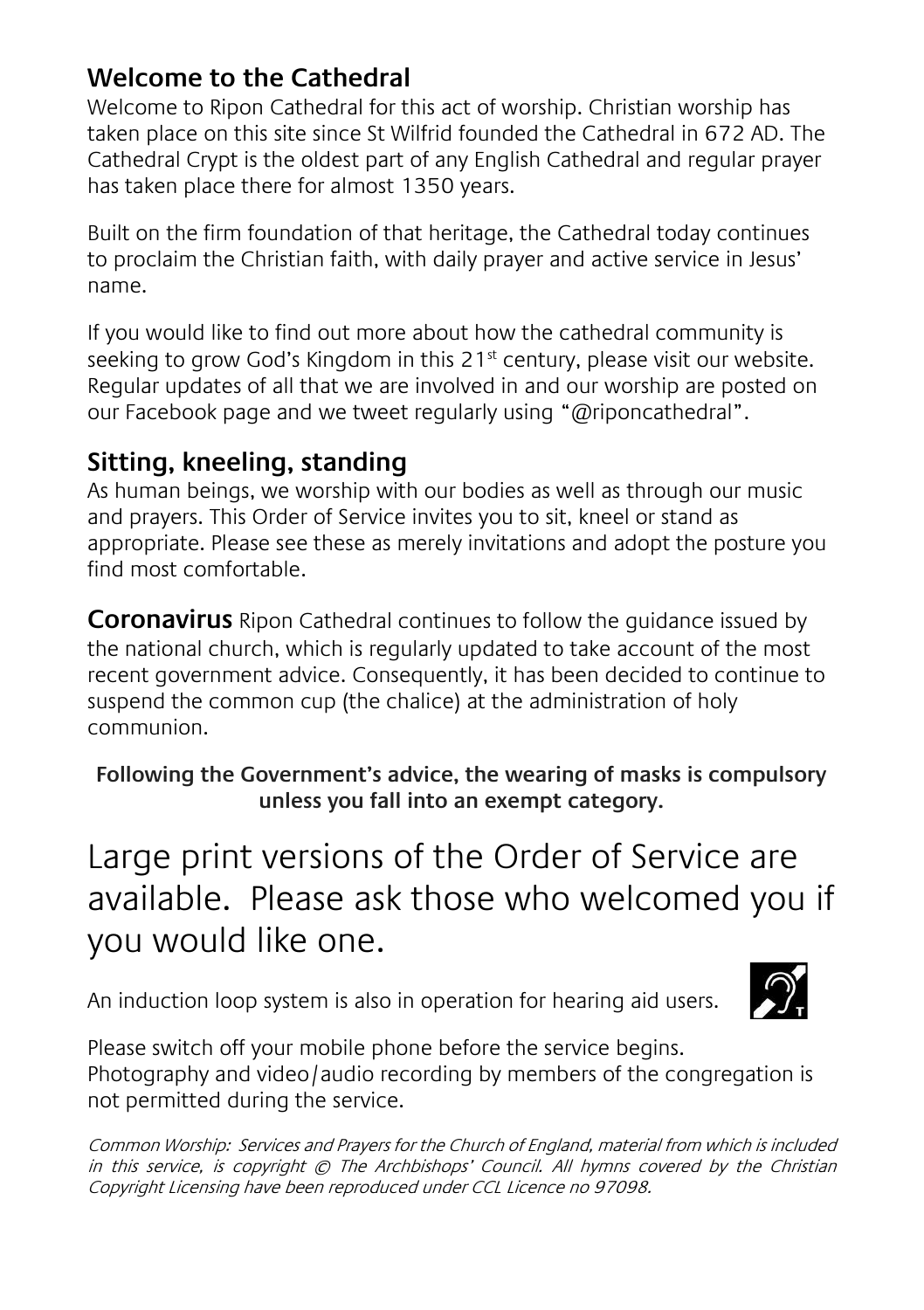## Welcome to the Cathedral

Welcome to Ripon Cathedral for this act of worship. Christian worship has taken place on this site since St Wilfrid founded the Cathedral in 672 AD. The Cathedral Crypt is the oldest part of any English Cathedral and regular prayer has taken place there for almost 1350 years.

Built on the firm foundation of that heritage, the Cathedral today continues to proclaim the Christian faith, with daily prayer and active service in Jesus' name.

If you would like to find out more about how the cathedral community is seeking to grow God's Kingdom in this 21st century, please visit our website. Regular updates of all that we are involved in and our worship are posted on our Facebook page and we tweet regularly using "@riponcathedral".

## Sitting, kneeling, standing

As human beings, we worship with our bodies as well as through our music and prayers. This Order of Service invites you to sit, kneel or stand as appropriate. Please see these as merely invitations and adopt the posture you find most comfortable.

**Coronavirus** Ripon Cathedral continues to follow the guidance issued by the national church, which is regularly updated to take account of the most recent government advice. Consequently, it has been decided to continue to suspend the common cup (the chalice) at the administration of holy communion.

**Following the Government's advice, the wearing of masks is compulsory unless you fall into an exempt category.**

Large print versions of the Order of Service are available. Please ask those who welcomed you if you would like one.

An induction loop system is also in operation for hearing aid users.

Please switch off your mobile phone before the service begins.
Photography and video/audio recording by members of the congregation is not permitted during the service.

*Common Worship: Services and Prayers for the Church of England, material from which is included in this service, is copyright © The Archbishops' Council. All hymns covered by the Christian Copyright Licensing have been reproduced under CCL Licence no 97098.*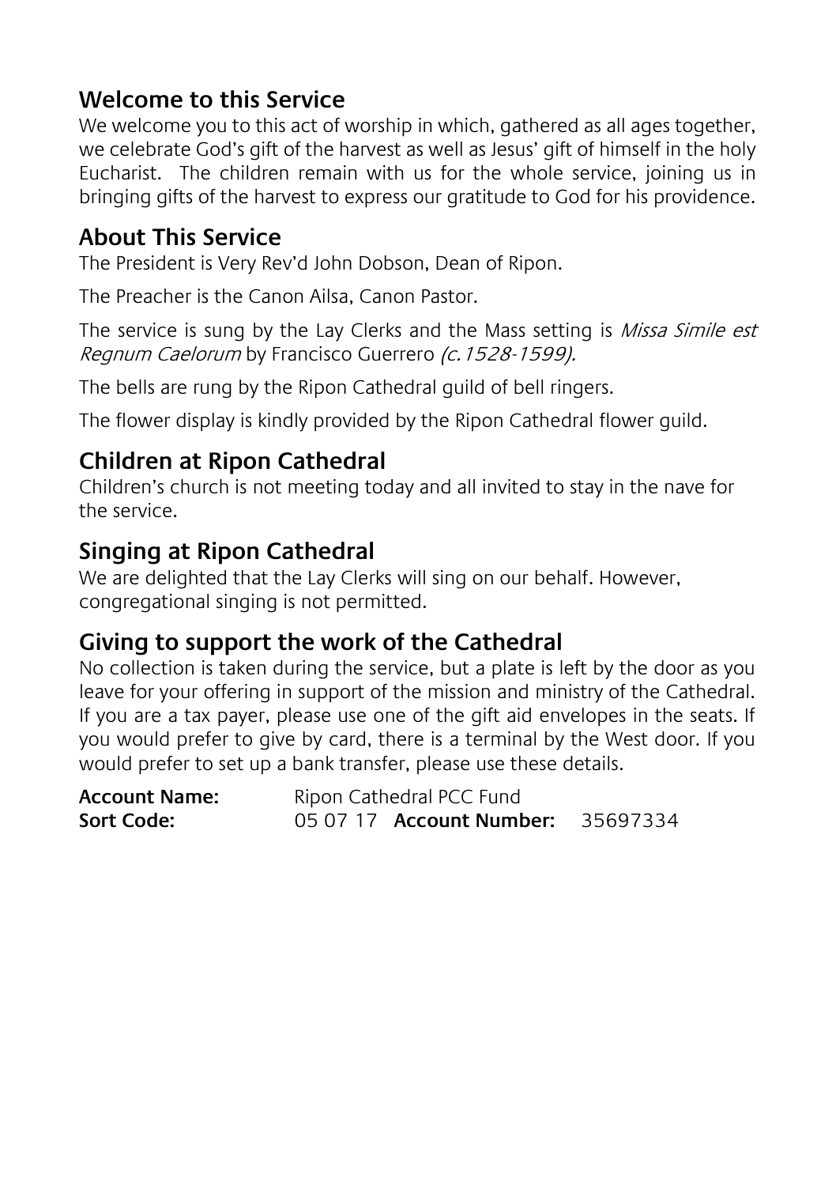## Welcome to this Service

We welcome you to this act of worship in which, gathered as all ages together, we celebrate God's gift of the harvest as well as Jesus' gift of himself in the holy Eucharist. The children remain with us for the whole service, joining us in bringing gifts of the harvest to express our gratitude to God for his providence.

## About This Service

The President is Very Rev'd John Dobson, Dean of Ripon.

The Preacher is the Canon Ailsa, Canon Pastor.

The service is sung by the Lay Clerks and the Mass setting is *Missa Simile est Regnum Caelorum* by Francisco Guerrero *(c.1528-1599).*

The bells are rung by the Ripon Cathedral guild of bell ringers.

The flower display is kindly provided by the Ripon Cathedral flower guild.

## Children at Ripon Cathedral

Children's church is not meeting today and all invited to stay in the nave for the service.

## Singing at Ripon Cathedral

We are delighted that the Lay Clerks will sing on our behalf. However, congregational singing is not permitted.

## Giving to support the work of the Cathedral

No collection is taken during the service, but a plate is left by the door as you leave for your offering in support of the mission and ministry of the Cathedral. If you are a tax payer, please use one of the gift aid envelopes in the seats. If you would prefer to give by card, there is a terminal by the West door. If you would prefer to set up a bank transfer, please use these details.

**Account Name:** Ripon Cathedral PCC Fund
**Sort Code:** 05 07 17 **Account Number:** 35697334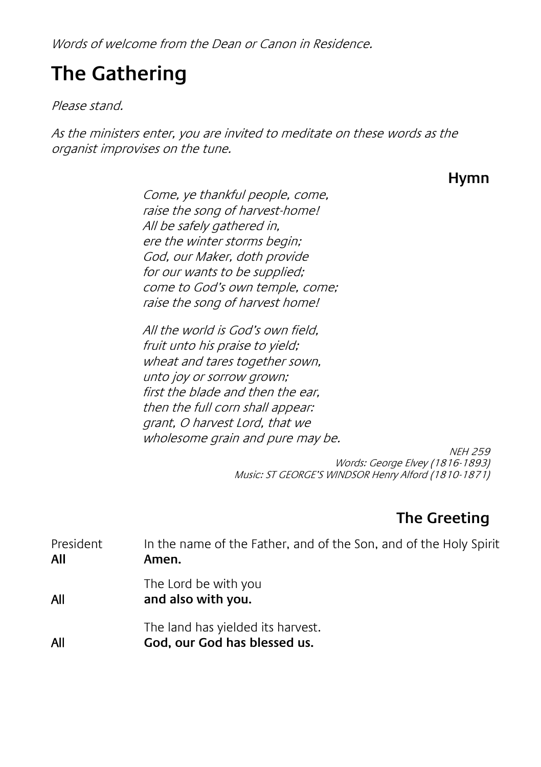*Words of welcome from the Dean or Canon in Residence.*

# The Gathering

*Please stand.*

*As the ministers enter, you are invited to meditate on these words as the organist improvises on the tune.*

### Hymn

*Come, ye thankful people, come,*
*raise the song of harvest-home!*
*All be safely gathered in,*
*ere the winter storms begin;*
*God, our Maker, doth provide*
*for our wants to be supplied;*
*come to God's own temple, come;*
*raise the song of harvest home!*

*All the world is God's own field,*
*fruit unto his praise to yield;*
*wheat and tares together sown,*
*unto joy or sorrow grown;*
*first the blade and then the ear,*
*then the full corn shall appear:*
*grant, O harvest Lord, that we*
*wholesome grain and pure may be.*

*NEH 259*
*Words: George Elvey (1816-1893)*
*Music: ST GEORGE'S WINDSOR Henry Alford (1810-1871)*

### The Greeting

President In the name of the Father, and of the Son, and of the Holy Spirit
**All** **Amen.**

The Lord be with you
**All** **and also with you.**

The land has yielded its harvest.
**All** **God, our God has blessed us.**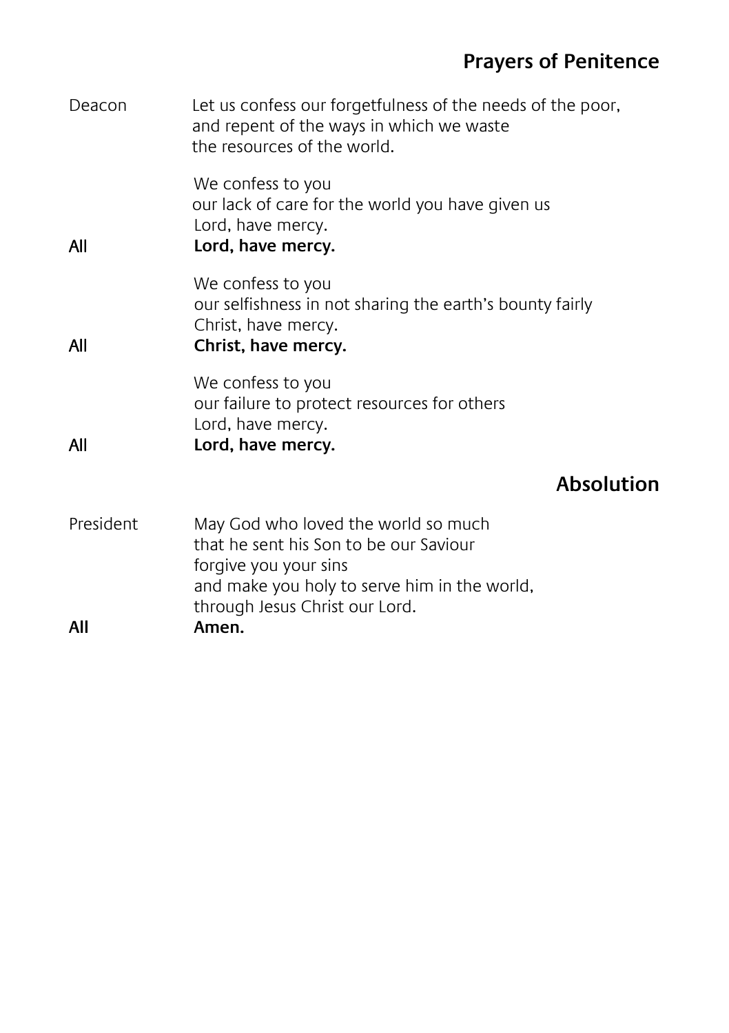## Prayers of Penitence

Deacon Let us confess our forgetfulness of the needs of the poor,
and repent of the ways in which we waste
the resources of the world.

We confess to you
our lack of care for the world you have given us
Lord, have mercy.

**All Lord, have mercy.**

We confess to you
our selfishness in not sharing the earth's bounty fairly
Christ, have mercy.

**All Christ, have mercy.**

We confess to you
our failure to protect resources for others
Lord, have mercy.

**All Lord, have mercy.**

## Absolution

President May God who loved the world so much
that he sent his Son to be our Saviour
forgive you your sins
and make you holy to serve him in the world,
through Jesus Christ our Lord.

**All Amen.**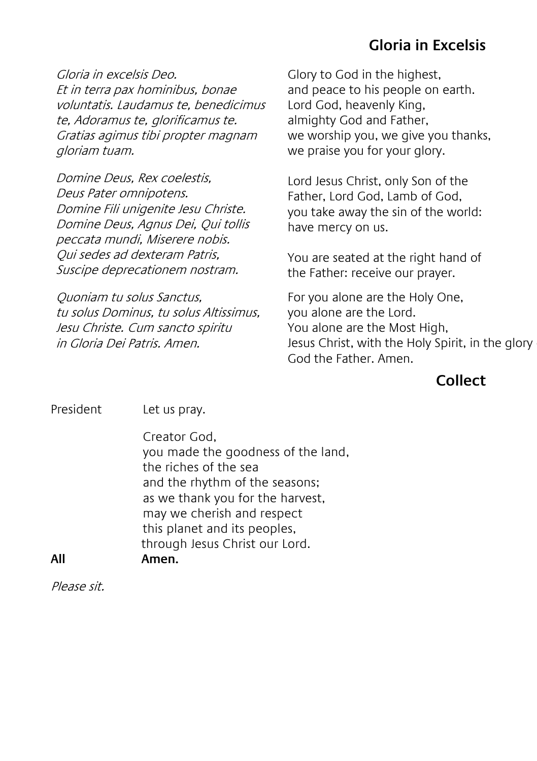## Gloria in Excelsis

*Gloria in excelsis Deo.*
*Et in terra pax hominibus, bonae voluntatis. Laudamus te, benedicimus te, Adoramus te, glorificamus te. Gratias agimus tibi propter magnam gloriam tuam.*

*Domine Deus, Rex coelestis,*
*Deus Pater omnipotens.*
*Domine Fili unigenite Jesu Christe.*
*Domine Deus, Agnus Dei, Qui tollis peccata mundi, Miserere nobis.*
*Qui sedes ad dexteram Patris,*
*Suscipe deprecationem nostram.*

*Quoniam tu solus Sanctus,*
*tu solus Dominus, tu solus Altissimus,*
*Jesu Christe. Cum sancto spiritu*
*in Gloria Dei Patris. Amen.*

Glory to God in the highest,
and peace to his people on earth.
Lord God, heavenly King,
almighty God and Father,
we worship you, we give you thanks,
we praise you for your glory.

Lord Jesus Christ, only Son of the Father, Lord God, Lamb of God,
you take away the sin of the world:
have mercy on us.

You are seated at the right hand of the Father: receive our prayer.

For you alone are the Holy One,
you alone are the Lord.
You alone are the Most High,
Jesus Christ, with the Holy Spirit, in the glory of God the Father. Amen.

## Collect

President Let us pray.

Creator God,
you made the goodness of the land,
the riches of the sea
and the rhythm of the seasons;
as we thank you for the harvest,
may we cherish and respect
this planet and its peoples,
through Jesus Christ our Lord.

**All Amen.**

*Please sit.*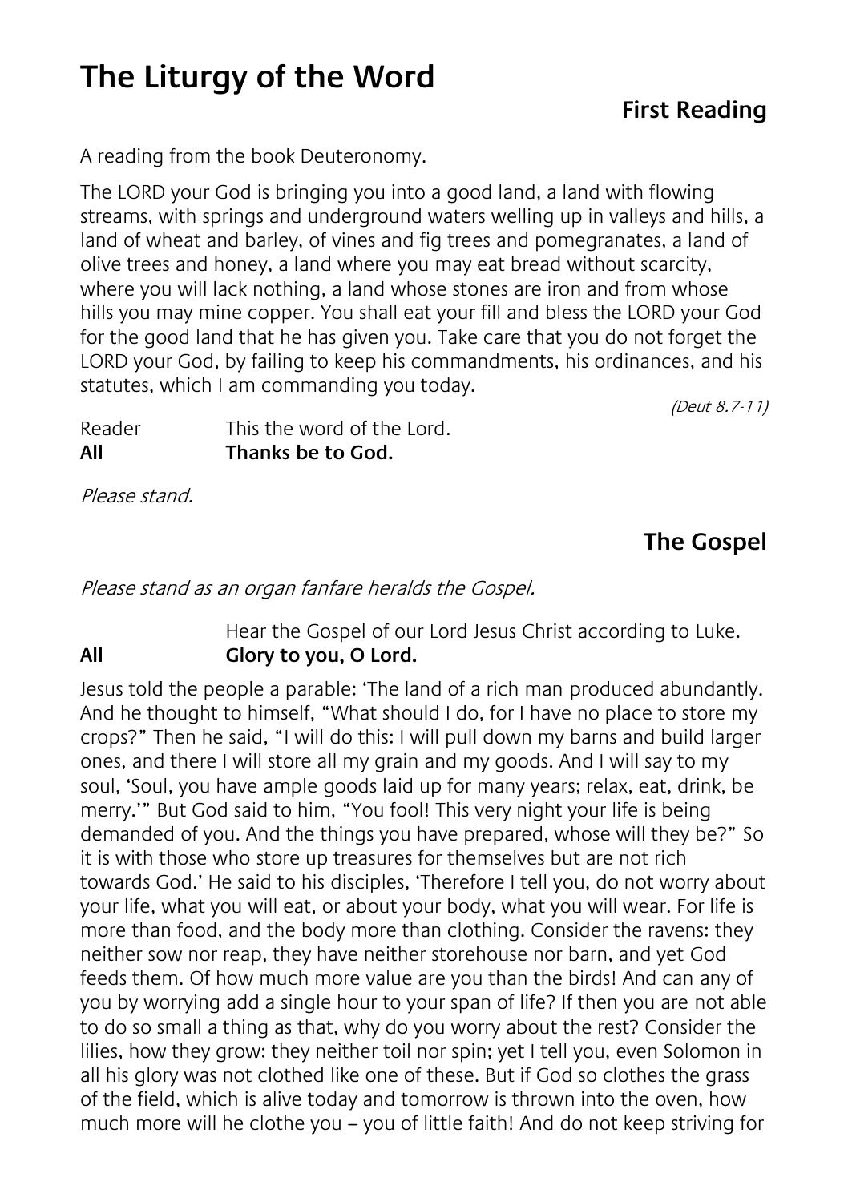# The Liturgy of the Word

## First Reading

A reading from the book Deuteronomy.

The LORD your God is bringing you into a good land, a land with flowing streams, with springs and underground waters welling up in valleys and hills, a land of wheat and barley, of vines and fig trees and pomegranates, a land of olive trees and honey, a land where you may eat bread without scarcity, where you will lack nothing, a land whose stones are iron and from whose hills you may mine copper. You shall eat your fill and bless the LORD your God for the good land that he has given you. Take care that you do not forget the LORD your God, by failing to keep his commandments, his ordinances, and his statutes, which I am commanding you today.

*(Deut 8.7-11)*

Reader This the word of the Lord.
**All Thanks be to God.**

*Please stand.*

## The Gospel

*Please stand as an organ fanfare heralds the Gospel.*

Hear the Gospel of our Lord Jesus Christ according to Luke.
**All Glory to you, O Lord.**

Jesus told the people a parable: 'The land of a rich man produced abundantly. And he thought to himself, "What should I do, for I have no place to store my crops?" Then he said, "I will do this: I will pull down my barns and build larger ones, and there I will store all my grain and my goods. And I will say to my soul, 'Soul, you have ample goods laid up for many years; relax, eat, drink, be merry.'" But God said to him, "You fool! This very night your life is being demanded of you. And the things you have prepared, whose will they be?" So it is with those who store up treasures for themselves but are not rich towards God.' He said to his disciples, 'Therefore I tell you, do not worry about your life, what you will eat, or about your body, what you will wear. For life is more than food, and the body more than clothing. Consider the ravens: they neither sow nor reap, they have neither storehouse nor barn, and yet God feeds them. Of how much more value are you than the birds! And can any of you by worrying add a single hour to your span of life? If then you are not able to do so small a thing as that, why do you worry about the rest? Consider the lilies, how they grow: they neither toil nor spin; yet I tell you, even Solomon in all his glory was not clothed like one of these. But if God so clothes the grass of the field, which is alive today and tomorrow is thrown into the oven, how much more will he clothe you – you of little faith! And do not keep striving for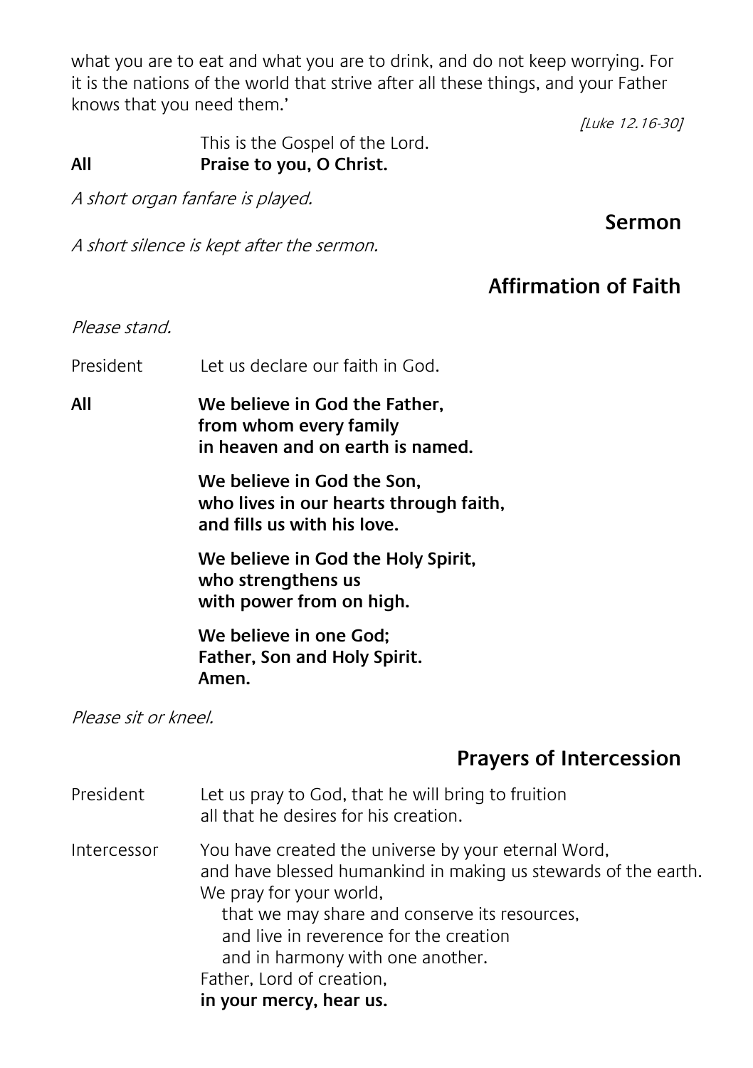what you are to eat and what you are to drink, and do not keep worrying. For it is the nations of the world that strive after all these things, and your Father knows that you need them.'

*[Luke 12.16-30]*

This is the Gospel of the Lord.
**All** **Praise to you, O Christ.**

*A short organ fanfare is played.*

## Sermon

*A short silence is kept after the sermon.*

## Affirmation of Faith

*Please stand.*

President Let us declare our faith in God.

**All** **We believe in God the Father,
from whom every family
in heaven and on earth is named.**

**We believe in God the Son,
who lives in our hearts through faith,
and fills us with his love.**

**We believe in God the Holy Spirit,
who strengthens us
with power from on high.**

**We believe in one God;
Father, Son and Holy Spirit.
Amen.**

*Please sit or kneel.*

## Prayers of Intercession

President Let us pray to God, that he will bring to fruition
all that he desires for his creation.

Intercessor You have created the universe by your eternal Word,
and have blessed humankind in making us stewards of the earth.
We pray for your world,
that we may share and conserve its resources,
and live in reverence for the creation
and in harmony with one another.
Father, Lord of creation,
**in your mercy, hear us.**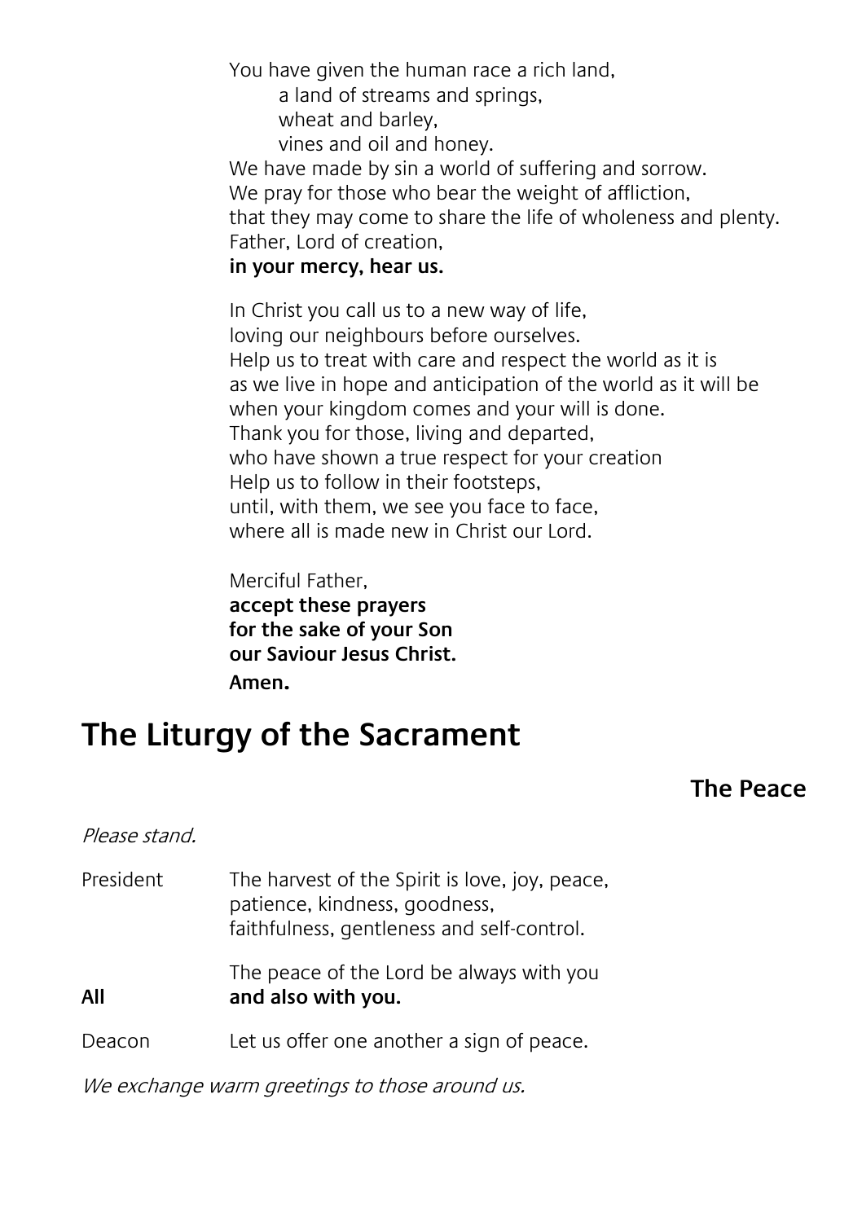You have given the human race a rich land,
a land of streams and springs,
wheat and barley,
vines and oil and honey.
We have made by sin a world of suffering and sorrow.
We pray for those who bear the weight of affliction,
that they may come to share the life of wholeness and plenty.
Father, Lord of creation,
**in your mercy, hear us.**

In Christ you call us to a new way of life,
loving our neighbours before ourselves.
Help us to treat with care and respect the world as it is
as we live in hope and anticipation of the world as it will be
when your kingdom comes and your will is done.
Thank you for those, living and departed,
who have shown a true respect for your creation
Help us to follow in their footsteps,
until, with them, we see you face to face,
where all is made new in Christ our Lord.

Merciful Father,
**accept these prayers**
**for the sake of your Son**
**our Saviour Jesus Christ.**
**Amen.**

# The Liturgy of the Sacrament

## The Peace

*Please stand.*

President: The harvest of the Spirit is love, joy, peace,
patience, kindness, goodness,
faithfulness, gentleness and self-control.

The peace of the Lord be always with you

**All: and also with you.**

Deacon: Let us offer one another a sign of peace.

*We exchange warm greetings to those around us.*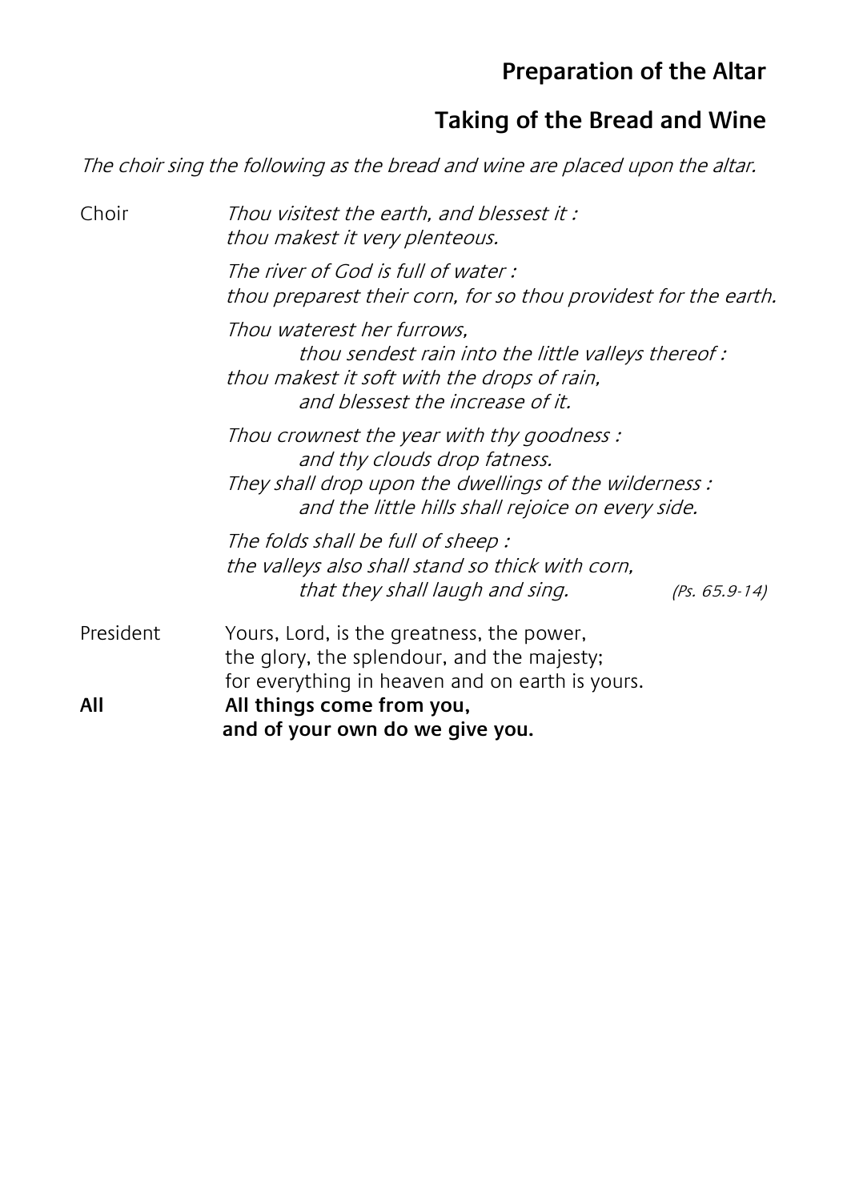## Preparation of the Altar

## Taking of the Bread and Wine

*The choir sing the following as the bread and wine are placed upon the altar.*

Choir *Thou visitest the earth, and blessest it :*
*thou makest it very plenteous.*

*The river of God is full of water :*
*thou preparest their corn, for so thou providest for the earth.*

*Thou waterest her furrows,*
*thou sendest rain into the little valleys thereof :*
*thou makest it soft with the drops of rain,*
*and blessest the increase of it.*

*Thou crownest the year with thy goodness :*
*and thy clouds drop fatness.*
*They shall drop upon the dwellings of the wilderness :*
*and the little hills shall rejoice on every side.*

*The folds shall be full of sheep :*
*the valleys also shall stand so thick with corn,*
*that they shall laugh and sing.* *(Ps. 65.9-14)*

President Yours, Lord, is the greatness, the power,
the glory, the splendour, and the majesty;
for everything in heaven and on earth is yours.

**All** **All things come from you,**
**and of your own do we give you.**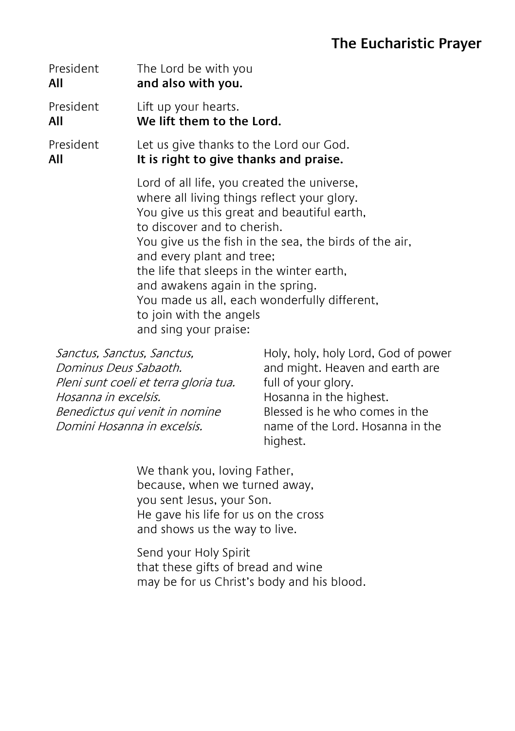## The Eucharistic Prayer

President The Lord be with you
**All** **and also with you.**

President Lift up your hearts.
**All** **We lift them to the Lord.**

President Let us give thanks to the Lord our God.
**All** **It is right to give thanks and praise.**

Lord of all life, you created the universe,
where all living things reflect your glory.
You give us this great and beautiful earth,
to discover and to cherish.
You give us the fish in the sea, the birds of the air,
and every plant and tree;
the life that sleeps in the winter earth,
and awakens again in the spring.
You made us all, each wonderfully different,
to join with the angels
and sing your praise:

*Sanctus, Sanctus, Sanctus,*
*Dominus Deus Sabaoth.*
*Pleni sunt coeli et terra gloria tua.*
*Hosanna in excelsis.*
*Benedictus qui venit in nomine*
*Domini Hosanna in excelsis.*

Holy, holy, holy Lord, God of power
and might. Heaven and earth are
full of your glory.
Hosanna in the highest.
Blessed is he who comes in the
name of the Lord. Hosanna in the
highest.

We thank you, loving Father,
because, when we turned away,
you sent Jesus, your Son.
He gave his life for us on the cross
and shows us the way to live.

Send your Holy Spirit
that these gifts of bread and wine
may be for us Christ's body and his blood.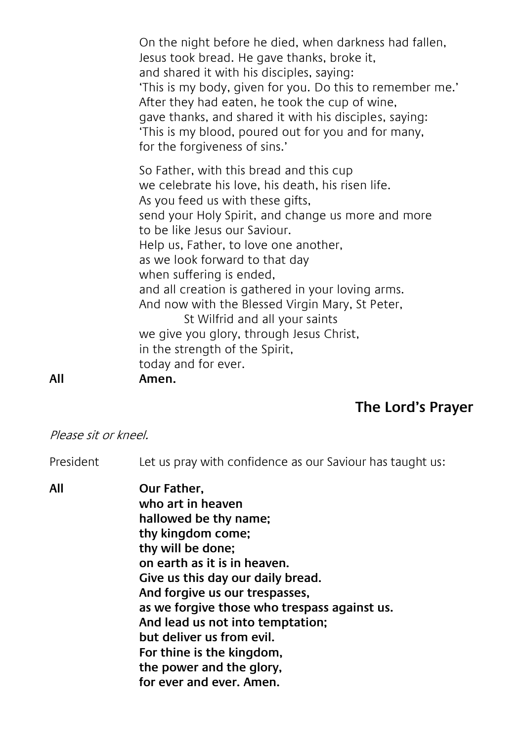On the night before he died, when darkness had fallen,
Jesus took bread. He gave thanks, broke it,
and shared it with his disciples, saying:
'This is my body, given for you. Do this to remember me.'
After they had eaten, he took the cup of wine,
gave thanks, and shared it with his disciples, saying:
'This is my blood, poured out for you and for many,
for the forgiveness of sins.'

So Father, with this bread and this cup
we celebrate his love, his death, his risen life.
As you feed us with these gifts,
send your Holy Spirit, and change us more and more
to be like Jesus our Saviour.
Help us, Father, to love one another,
as we look forward to that day
when suffering is ended,
and all creation is gathered in your loving arms.
And now with the Blessed Virgin Mary, St Peter,
St Wilfrid and all your saints
we give you glory, through Jesus Christ,
in the strength of the Spirit,
today and for ever.

**All** **Amen.**

## The Lord's Prayer

*Please sit or kneel.*

President Let us pray with confidence as our Saviour has taught us:

**All** **Our Father,**
**who art in heaven**
**hallowed be thy name;**
**thy kingdom come;**
**thy will be done;**
**on earth as it is in heaven.**
**Give us this day our daily bread.**
**And forgive us our trespasses,**
**as we forgive those who trespass against us.**
**And lead us not into temptation;**
**but deliver us from evil.**
**For thine is the kingdom,**
**the power and the glory,**
**for ever and ever. Amen.**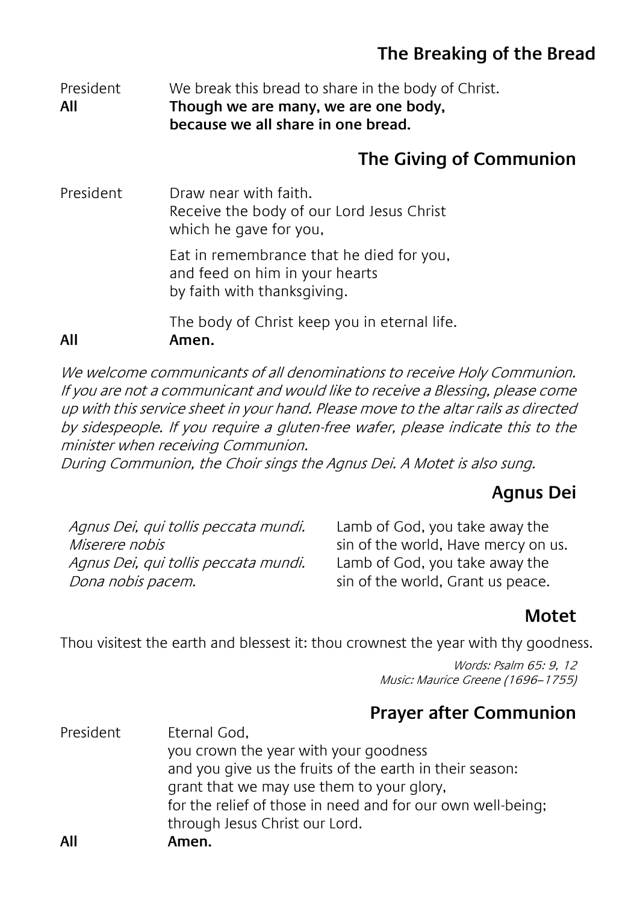## The Breaking of the Bread

President We break this bread to share in the body of Christ.
**All** **Though we are many, we are one body,**
**because we all share in one bread.**

## The Giving of Communion

President Draw near with faith.
Receive the body of our Lord Jesus Christ
which he gave for you,

Eat in remembrance that he died for you,
and feed on him in your hearts
by faith with thanksgiving.

The body of Christ keep you in eternal life.
**All** **Amen.**

*We welcome communicants of all denominations to receive Holy Communion. If you are not a communicant and would like to receive a Blessing, please come up with this service sheet in your hand. Please move to the altar rails as directed by sidespeople. If you require a gluten-free wafer, please indicate this to the minister when receiving Communion.*
*During Communion, the Choir sings the Agnus Dei. A Motet is also sung.*

## Agnus Dei

*Agnus Dei, qui tollis peccata mundi.*
*Miserere nobis*
*Agnus Dei, qui tollis peccata mundi.*
*Dona nobis pacem.*

Lamb of God, you take away the
sin of the world, Have mercy on us.
Lamb of God, you take away the
sin of the world, Grant us peace.

## Motet

Thou visitest the earth and blessest it: thou crownest the year with thy goodness.

*Words: Psalm 65: 9, 12*
*Music: Maurice Greene (1696–1755)*

## Prayer after Communion

President Eternal God,
you crown the year with your goodness
and you give us the fruits of the earth in their season:
grant that we may use them to your glory,
for the relief of those in need and for our own well-being;
through Jesus Christ our Lord.
**All** **Amen.**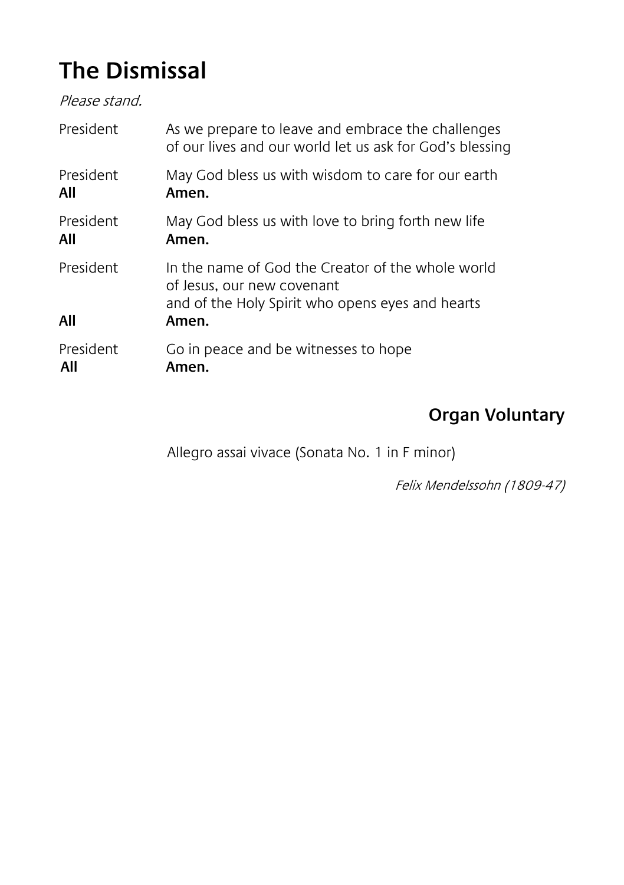# The Dismissal

*Please stand.*

President — As we prepare to leave and embrace the challenges of our lives and our world let us ask for God's blessing

President — May God bless us with wisdom to care for our earth
**All — Amen.**

President — May God bless us with love to bring forth new life
**All — Amen.**

President — In the name of God the Creator of the whole world
of Jesus, our new covenant
and of the Holy Spirit who opens eyes and hearts
**All — Amen.**

President — Go in peace and be witnesses to hope
**All — Amen.**

## Organ Voluntary

Allegro assai vivace (Sonata No. 1 in F minor)

*Felix Mendelssohn (1809-47)*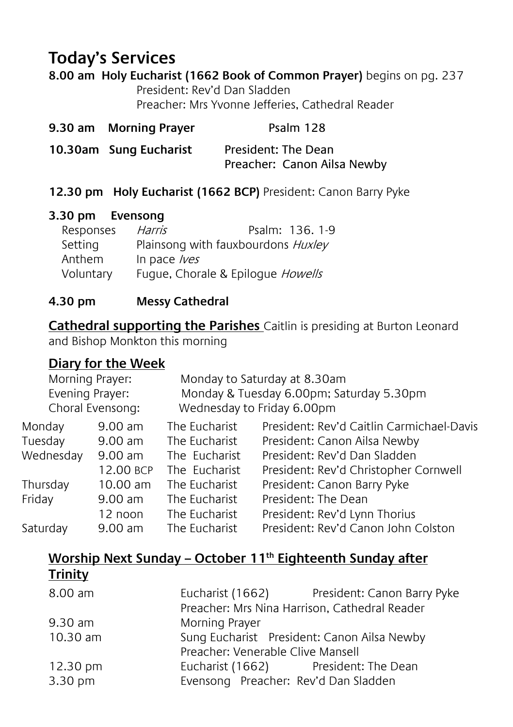# Today's Services

**8.00 am Holy Eucharist (1662 Book of Common Prayer)** begins on pg. 237
President: Rev'd Dan Sladden
Preacher: Mrs Yvonne Jefferies, Cathedral Reader

**9.30 am Morning Prayer** Psalm 128

**10.30am Sung Eucharist** President: The Dean
Preacher: Canon Ailsa Newby

**12.30 pm Holy Eucharist (1662 BCP)** President: Canon Barry Pyke

**3.30 pm Evensong**

| | | |
|---|---|---|
| Responses | *Harris* | Psalm: 136. 1-9 |
| Setting | Plainsong with fauxbourdons *Huxley* | |
| Anthem | In pace *Ives* | |
| Voluntary | Fugue, Chorale & Epilogue *Howells* | |

**4.30 pm Messy Cathedral**

**Cathedral supporting the Parishes** Caitlin is presiding at Burton Leonard and Bishop Monkton this morning

## Diary for the Week

Morning Prayer: Monday to Saturday at 8.30am
Evening Prayer: Monday & Tuesday 6.00pm; Saturday 5.30pm
Choral Evensong: Wednesday to Friday 6.00pm

| | | | |
|---|---|---|---|
| Monday | 9.00 am | The Eucharist | President: Rev'd Caitlin Carmichael-Davis |
| Tuesday | 9.00 am | The Eucharist | President: Canon Ailsa Newby |
| Wednesday | 9.00 am | The Eucharist | President: Rev'd Dan Sladden |
| | 12.00 BCP | The Eucharist | President: Rev'd Christopher Cornwell |
| Thursday | 10.00 am | The Eucharist | President: Canon Barry Pyke |
| Friday | 9.00 am | The Eucharist | President: The Dean |
| | 12 noon | The Eucharist | President: Rev'd Lynn Thorius |
| Saturday | 9.00 am | The Eucharist | President: Rev'd Canon John Colston |

## Worship Next Sunday – October 11th Eighteenth Sunday after Trinity

| | |
|---|---|
| 8.00 am | Eucharist (1662) President: Canon Barry Pyke |
| | Preacher: Mrs Nina Harrison, Cathedral Reader |
| 9.30 am | Morning Prayer |
| 10.30 am | Sung Eucharist President: Canon Ailsa Newby |
| | Preacher: Venerable Clive Mansell |
| 12.30 pm | Eucharist (1662) President: The Dean |
| 3.30 pm | Evensong Preacher: Rev'd Dan Sladden |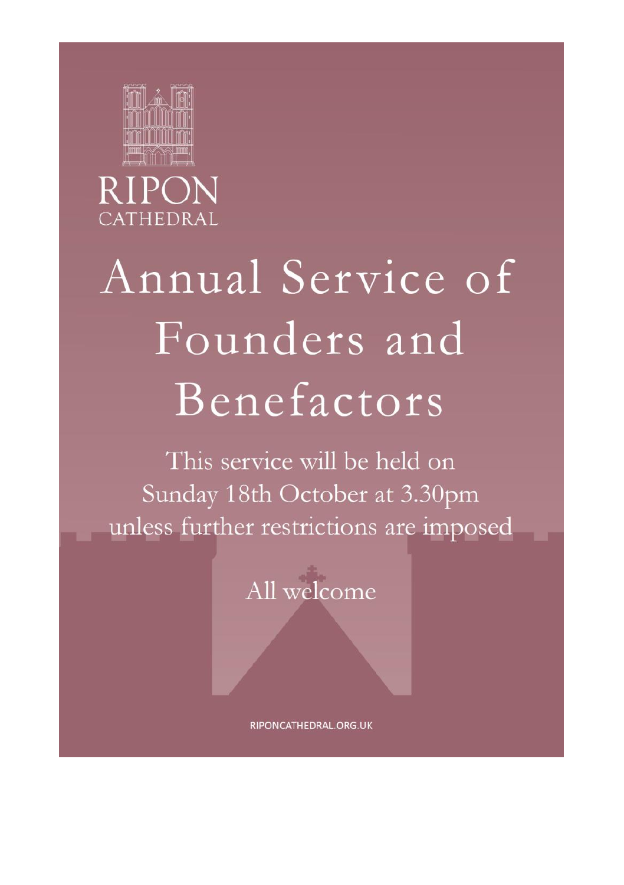RIPON
CATHEDRAL

# Annual Service of Founders and Benefactors

This service will be held on
Sunday 18th October at 3.30pm
unless further restrictions are imposed

All welcome

RIPONCATHEDRAL.ORG.UK